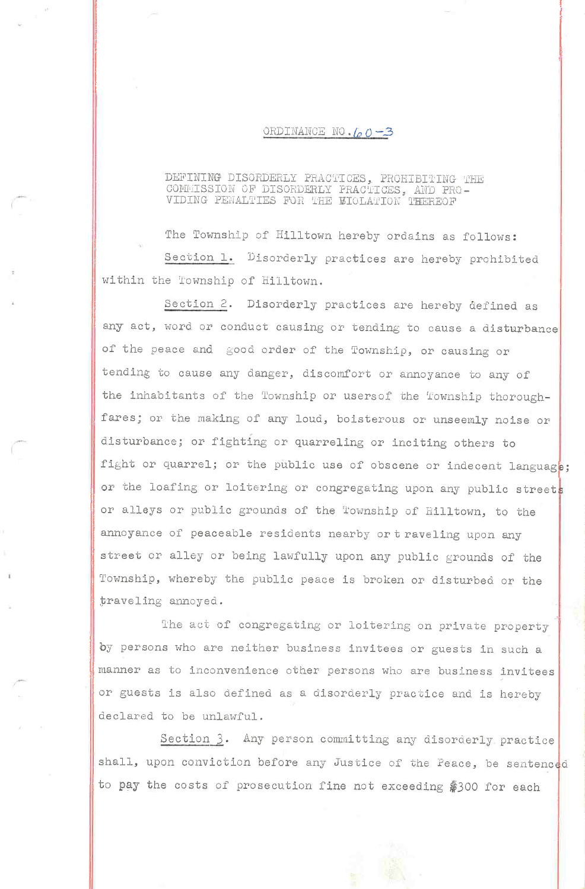ORDINANCE NO. 60-3

DEFINING DISORDERLY PRACTICES, PROHIBITING THE COMMISSION OF DISORDERLY PRACTICES, AND PROVIDING PENALTIES FOR THE VIOLATION THEREOF

The Township of Hilltown hereby ordains as follows:

Section 1. Disorderly practices are hereby prohibited within the Township of Hilltown.

Section 2. Disorderly practices are hereby defined as any act, word or conduct causing or tending to cause a disturbance of the peace and good order of the Township, or causing or tending to cause any danger, discomfort or annoyance to any of the inhabitants of the Township or usersof the Township thoroughfares; or the making of any loud, boisterous or unseemly noise or disturbance; or fighting or quarreling or inciting others to fight or quarrel; or the public use of obscene or indecent language; or the loafing or loitering or congregating upon any public streets or alleys or public grounds of the Township of Hilltown, to the annoyance of peaceable residents nearby or traveling upon any street or alley or being lawfully upon any public grounds of the Township, whereby the public peace is broken or disturbed or the traveling annoyed.

The act of congregating or loitering on private property by persons who are neither business invitees or guests in such a manner as to inconvenience other persons who are business invitees or guests is also defined as a disorderly practice and is hereby declared to be unlawful.

Section 3. Any person committing any disorderly practice shall, upon conviction before any Justice of the Peace, be sentenced to pay the costs of prosecution fine not exceeding $300 for each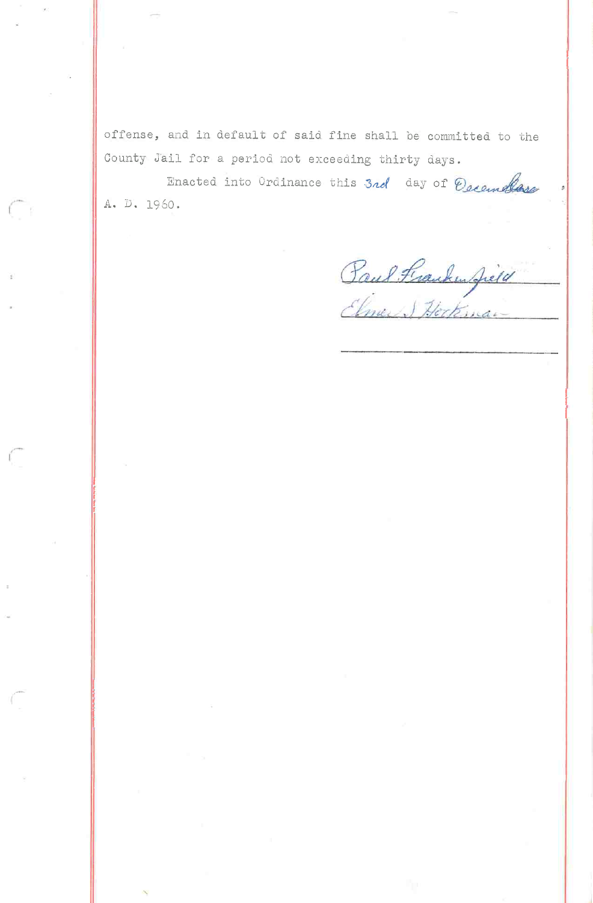offense, and in default of said fine shall be committed to the County Jail for a period not exceeding thirty days.

Enacted into Ordinance this 3rd day of December, A. D. 1960.

Paul Frankenfield

Elmer S. Heckman

\_\_\_\_\_\_\_\_\_\_\_\_\_\_\_\_\_\_\_\_\_\_\_\_\_\_\_\_